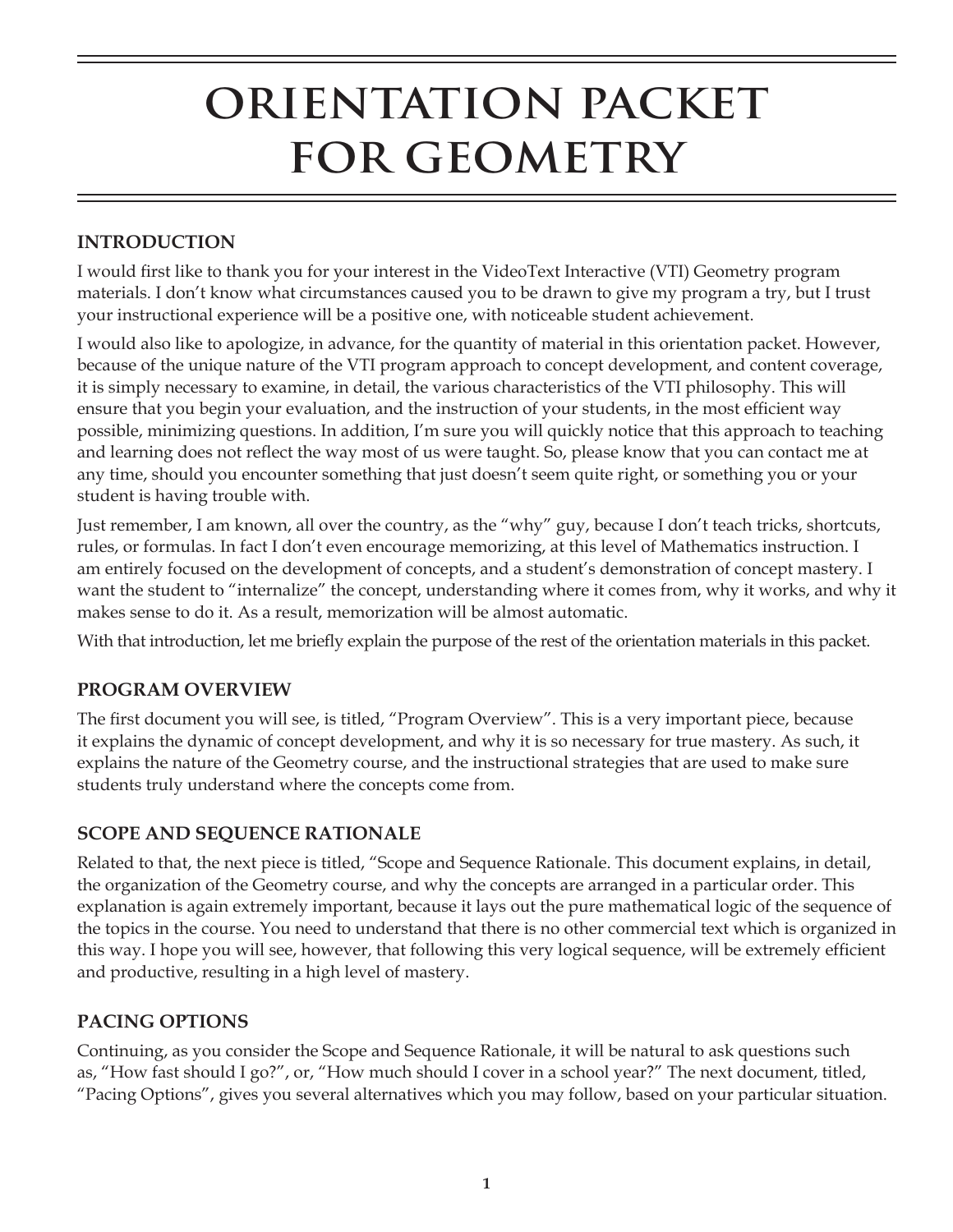# ORIENTATION PACKET FOR GEOMETRY

## INTRODUCTION

I would first like to thank you for your interest in the VideoText Interactive (VTI) Geometry program materials. I don't know what circumstances caused you to be drawn to give my program a try, but I trust your instructional experience will be a positive one, with noticeable student achievement.

I would also like to apologize, in advance, for the quantity of material in this orientation packet. However, because of the unique nature of the VTI program approach to concept development, and content coverage, it is simply necessary to examine, in detail, the various characteristics of the VTI philosophy. This will ensure that you begin your evaluation, and the instruction of your students, in the most efficient way possible, minimizing questions. In addition, I'm sure you will quickly notice that this approach to teaching and learning does not reflect the way most of us were taught. So, please know that you can contact me at any time, should you encounter something that just doesn't seem quite right, or something you or your student is having trouble with.

Just remember, I am known, all over the country, as the "why" guy, because I don't teach tricks, shortcuts, rules, or formulas. In fact I don't even encourage memorizing, at this level of Mathematics instruction. I am entirely focused on the development of concepts, and a student's demonstration of concept mastery. I want the student to "internalize" the concept, understanding where it comes from, why it works, and why it makes sense to do it. As a result, memorization will be almost automatic.

With that introduction, let me briefly explain the purpose of the rest of the orientation materials in this packet.

## PROGRAM OVERVIEW

The first document you will see, is titled, "Program Overview". This is a very important piece, because it explains the dynamic of concept development, and why it is so necessary for true mastery. As such, it explains the nature of the Geometry course, and the instructional strategies that are used to make sure students truly understand where the concepts come from.

## SCOPE AND SEQUENCE RATIONALE

Related to that, the next piece is titled, "Scope and Sequence Rationale. This document explains, in detail, the organization of the Geometry course, and why the concepts are arranged in a particular order. This explanation is again extremely important, because it lays out the pure mathematical logic of the sequence of the topics in the course. You need to understand that there is no other commercial text which is organized in this way. I hope you will see, however, that following this very logical sequence, will be extremely efficient and productive, resulting in a high level of mastery.

## PACING OPTIONS

Continuing, as you consider the Scope and Sequence Rationale, it will be natural to ask questions such as, "How fast should I go?", or, "How much should I cover in a school year?" The next document, titled, "Pacing Options", gives you several alternatives which you may follow, based on your particular situation.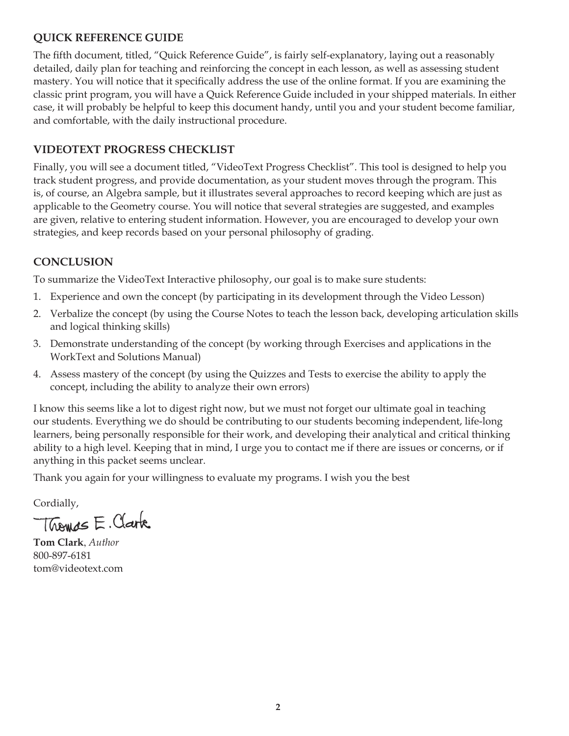## QUICK REFERENCE GUIDE

The fifth document, titled, "Quick Reference Guide", is fairly self-explanatory, laying out a reasonably detailed, daily plan for teaching and reinforcing the concept in each lesson, as well as assessing student mastery. You will notice that it specifically address the use of the online format. If you are examining the classic print program, you will have a Quick Reference Guide included in your shipped materials. In either case, it will probably be helpful to keep this document handy, until you and your student become familiar, and comfortable, with the daily instructional procedure.

## VIDEOTEXT PROGRESS CHECKLIST

Finally, you will see a document titled, "VideoText Progress Checklist". This tool is designed to help you track student progress, and provide documentation, as your student moves through the program. This is, of course, an Algebra sample, but it illustrates several approaches to record keeping which are just as applicable to the Geometry course. You will notice that several strategies are suggested, and examples are given, relative to entering student information. However, you are encouraged to develop your own strategies, and keep records based on your personal philosophy of grading.

## CONCLUSION

To summarize the VideoText Interactive philosophy, our goal is to make sure students:

1. Experience and own the concept (by participating in its development through the Video Lesson)
2. Verbalize the concept (by using the Course Notes to teach the lesson back, developing articulation skills and logical thinking skills)
3. Demonstrate understanding of the concept (by working through Exercises and applications in the WorkText and Solutions Manual)
4. Assess mastery of the concept (by using the Quizzes and Tests to exercise the ability to apply the concept, including the ability to analyze their own errors)

I know this seems like a lot to digest right now, but we must not forget our ultimate goal in teaching our students. Everything we do should be contributing to our students becoming independent, life-long learners, being personally responsible for their work, and developing their analytical and critical thinking ability to a high level. Keeping that in mind, I urge you to contact me if there are issues or concerns, or if anything in this packet seems unclear.

Thank you again for your willingness to evaluate my programs. I wish you the best

Cordially,

Thomas E. Clark

**Tom Clark**, *Author*
800-897-6181
tom@videotext.com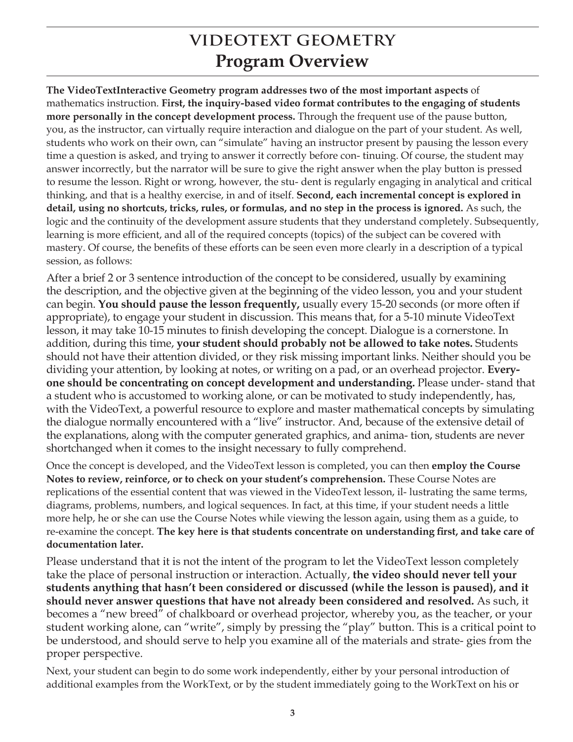# VIDEOTEXT GEOMETRY
## Program Overview

**The VideoTextInteractive Geometry program addresses two of the most important aspects** of mathematics instruction. **First, the inquiry-based video format contributes to the engaging of students more personally in the concept development process.** Through the frequent use of the pause button, you, as the instructor, can virtually require interaction and dialogue on the part of your student. As well, students who work on their own, can "simulate" having an instructor present by pausing the lesson every time a question is asked, and trying to answer it correctly before con- tinuing. Of course, the student may answer incorrectly, but the narrator will be sure to give the right answer when the play button is pressed to resume the lesson. Right or wrong, however, the stu- dent is regularly engaging in analytical and critical thinking, and that is a healthy exercise, in and of itself. **Second, each incremental concept is explored in detail, using no shortcuts, tricks, rules, or formulas, and no step in the process is ignored.** As such, the logic and the continuity of the development assure students that they understand completely. Subsequently, learning is more efficient, and all of the required concepts (topics) of the subject can be covered with mastery. Of course, the benefits of these efforts can be seen even more clearly in a description of a typical session, as follows:

After a brief 2 or 3 sentence introduction of the concept to be considered, usually by examining the description, and the objective given at the beginning of the video lesson, you and your student can begin. **You should pause the lesson frequently,** usually every 15-20 seconds (or more often if appropriate), to engage your student in discussion. This means that, for a 5-10 minute VideoText lesson, it may take 10-15 minutes to finish developing the concept. Dialogue is a cornerstone. In addition, during this time, **your student should probably not be allowed to take notes.** Students should not have their attention divided, or they risk missing important links. Neither should you be dividing your attention, by looking at notes, or writing on a pad, or an overhead projector. **Every- one should be concentrating on concept development and understanding.** Please under- stand that a student who is accustomed to working alone, or can be motivated to study independently, has, with the VideoText, a powerful resource to explore and master mathematical concepts by simulating the dialogue normally encountered with a "live" instructor. And, because of the extensive detail of the explanations, along with the computer generated graphics, and anima- tion, students are never shortchanged when it comes to the insight necessary to fully comprehend.

Once the concept is developed, and the VideoText lesson is completed, you can then **employ the Course Notes to review, reinforce, or to check on your student's comprehension.** These Course Notes are replications of the essential content that was viewed in the VideoText lesson, il- lustrating the same terms, diagrams, problems, numbers, and logical sequences. In fact, at this time, if your student needs a little more help, he or she can use the Course Notes while viewing the lesson again, using them as a guide, to re-examine the concept. **The key here is that students concentrate on understanding first, and take care of documentation later.**

Please understand that it is not the intent of the program to let the VideoText lesson completely take the place of personal instruction or interaction. Actually, **the video should never tell your students anything that hasn't been considered or discussed (while the lesson is paused), and it should never answer questions that have not already been considered and resolved.** As such, it becomes a "new breed" of chalkboard or overhead projector, whereby you, as the teacher, or your student working alone, can "write", simply by pressing the "play" button. This is a critical point to be understood, and should serve to help you examine all of the materials and strate- gies from the proper perspective.

Next, your student can begin to do some work independently, either by your personal introduction of additional examples from the WorkText, or by the student immediately going to the WorkText on his or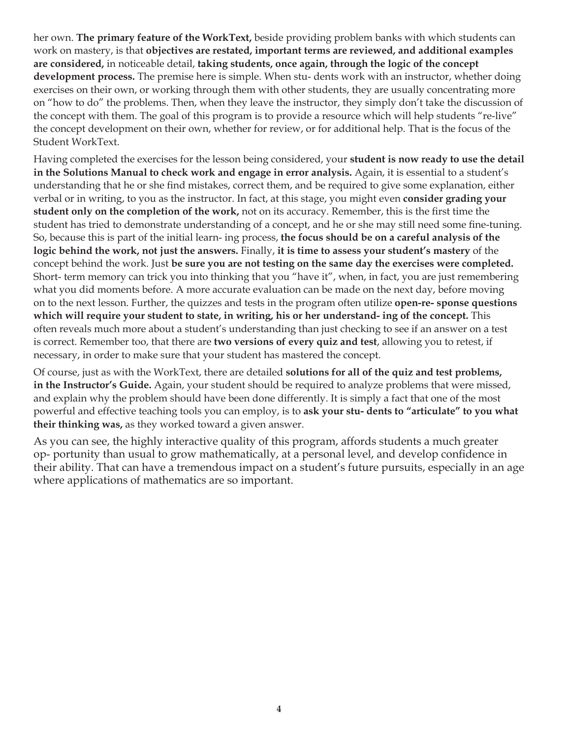her own. **The primary feature of the WorkText,** beside providing problem banks with which students can work on mastery, is that **objectives are restated, important terms are reviewed, and additional examples are considered,** in noticeable detail, **taking students, once again, through the logic of the concept development process.** The premise here is simple. When stu- dents work with an instructor, whether doing exercises on their own, or working through them with other students, they are usually concentrating more on "how to do" the problems. Then, when they leave the instructor, they simply don't take the discussion of the concept with them. The goal of this program is to provide a resource which will help students "re-live" the concept development on their own, whether for review, or for additional help. That is the focus of the Student WorkText.

Having completed the exercises for the lesson being considered, your **student is now ready to use the detail in the Solutions Manual to check work and engage in error analysis.** Again, it is essential to a student's understanding that he or she find mistakes, correct them, and be required to give some explanation, either verbal or in writing, to you as the instructor. In fact, at this stage, you might even **consider grading your student only on the completion of the work,** not on its accuracy. Remember, this is the first time the student has tried to demonstrate understanding of a concept, and he or she may still need some fine-tuning. So, because this is part of the initial learn- ing process, **the focus should be on a careful analysis of the logic behind the work, not just the answers.** Finally, **it is time to assess your student's mastery** of the concept behind the work. Just **be sure you are not testing on the same day the exercises were completed.** Short- term memory can trick you into thinking that you "have it", when, in fact, you are just remembering what you did moments before. A more accurate evaluation can be made on the next day, before moving on to the next lesson. Further, the quizzes and tests in the program often utilize **open-re- sponse questions which will require your student to state, in writing, his or her understand- ing of the concept.** This often reveals much more about a student's understanding than just checking to see if an answer on a test is correct. Remember too, that there are **two versions of every quiz and test**, allowing you to retest, if necessary, in order to make sure that your student has mastered the concept.

Of course, just as with the WorkText, there are detailed **solutions for all of the quiz and test problems, in the Instructor's Guide.** Again, your student should be required to analyze problems that were missed, and explain why the problem should have been done differently. It is simply a fact that one of the most powerful and effective teaching tools you can employ, is to **ask your stu- dents to "articulate" to you what their thinking was,** as they worked toward a given answer.

As you can see, the highly interactive quality of this program, affords students a much greater op- portunity than usual to grow mathematically, at a personal level, and develop confidence in their ability. That can have a tremendous impact on a student's future pursuits, especially in an age where applications of mathematics are so important.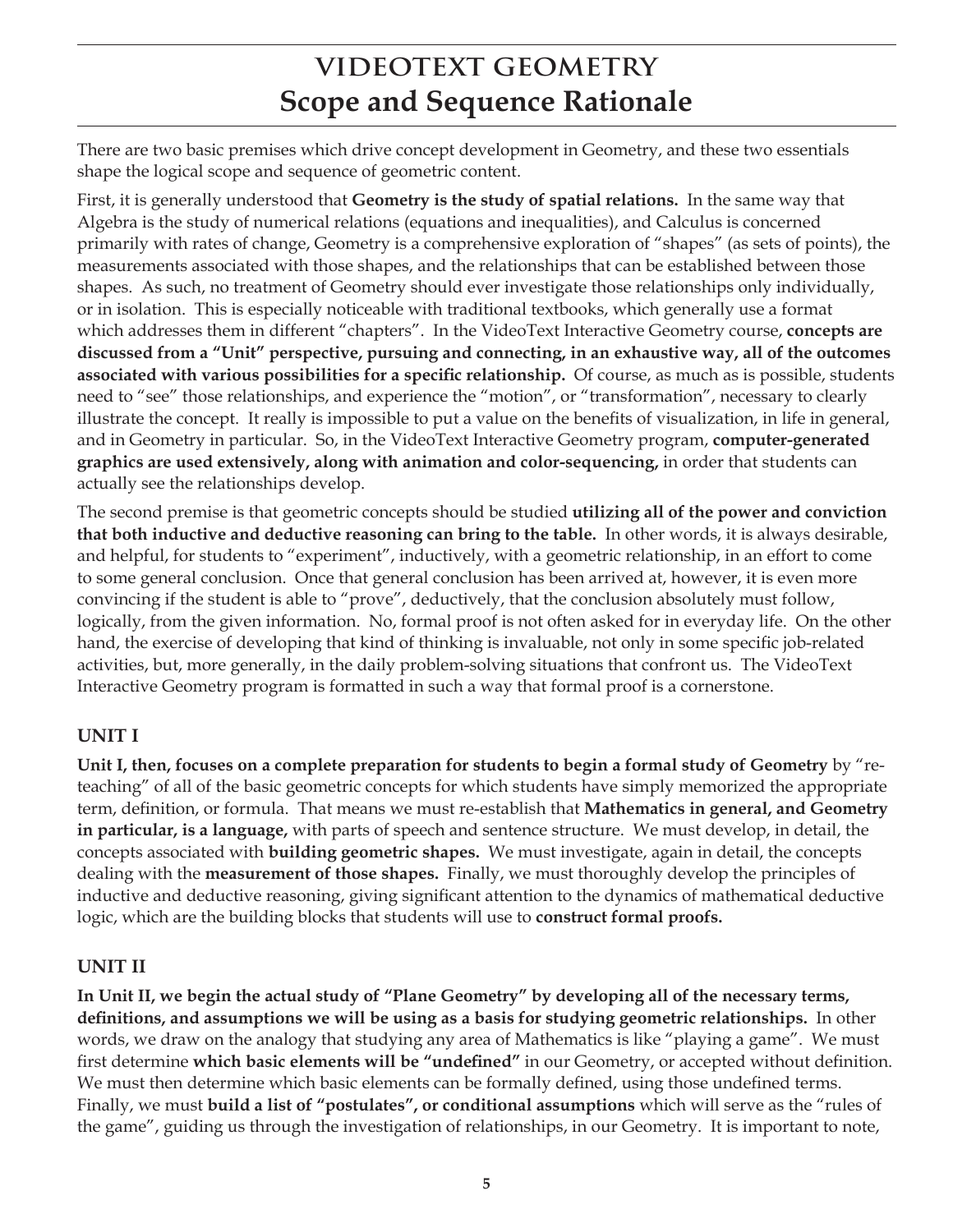# VIDEOTEXT GEOMETRY
# Scope and Sequence Rationale

There are two basic premises which drive concept development in Geometry, and these two essentials shape the logical scope and sequence of geometric content.

First, it is generally understood that **Geometry is the study of spatial relations.** In the same way that Algebra is the study of numerical relations (equations and inequalities), and Calculus is concerned primarily with rates of change, Geometry is a comprehensive exploration of "shapes" (as sets of points), the measurements associated with those shapes, and the relationships that can be established between those shapes. As such, no treatment of Geometry should ever investigate those relationships only individually, or in isolation. This is especially noticeable with traditional textbooks, which generally use a format which addresses them in different "chapters". In the VideoText Interactive Geometry course, **concepts are discussed from a "Unit" perspective, pursuing and connecting, in an exhaustive way, all of the outcomes associated with various possibilities for a specific relationship.** Of course, as much as is possible, students need to "see" those relationships, and experience the "motion", or "transformation", necessary to clearly illustrate the concept. It really is impossible to put a value on the benefits of visualization, in life in general, and in Geometry in particular. So, in the VideoText Interactive Geometry program, **computer-generated graphics are used extensively, along with animation and color-sequencing,** in order that students can actually see the relationships develop.

The second premise is that geometric concepts should be studied **utilizing all of the power and conviction that both inductive and deductive reasoning can bring to the table.** In other words, it is always desirable, and helpful, for students to "experiment", inductively, with a geometric relationship, in an effort to come to some general conclusion. Once that general conclusion has been arrived at, however, it is even more convincing if the student is able to "prove", deductively, that the conclusion absolutely must follow, logically, from the given information. No, formal proof is not often asked for in everyday life. On the other hand, the exercise of developing that kind of thinking is invaluable, not only in some specific job-related activities, but, more generally, in the daily problem-solving situations that confront us. The VideoText Interactive Geometry program is formatted in such a way that formal proof is a cornerstone.

## UNIT I

**Unit I, then, focuses on a complete preparation for students to begin a formal study of Geometry** by "re-teaching" of all of the basic geometric concepts for which students have simply memorized the appropriate term, definition, or formula. That means we must re-establish that **Mathematics in general, and Geometry in particular, is a language,** with parts of speech and sentence structure. We must develop, in detail, the concepts associated with **building geometric shapes.** We must investigate, again in detail, the concepts dealing with the **measurement of those shapes.** Finally, we must thoroughly develop the principles of inductive and deductive reasoning, giving significant attention to the dynamics of mathematical deductive logic, which are the building blocks that students will use to **construct formal proofs.**

## UNIT II

**In Unit II, we begin the actual study of "Plane Geometry" by developing all of the necessary terms, definitions, and assumptions we will be using as a basis for studying geometric relationships.** In other words, we draw on the analogy that studying any area of Mathematics is like "playing a game". We must first determine **which basic elements will be "undefined"** in our Geometry, or accepted without definition. We must then determine which basic elements can be formally defined, using those undefined terms. Finally, we must **build a list of "postulates", or conditional assumptions** which will serve as the "rules of the game", guiding us through the investigation of relationships, in our Geometry. It is important to note,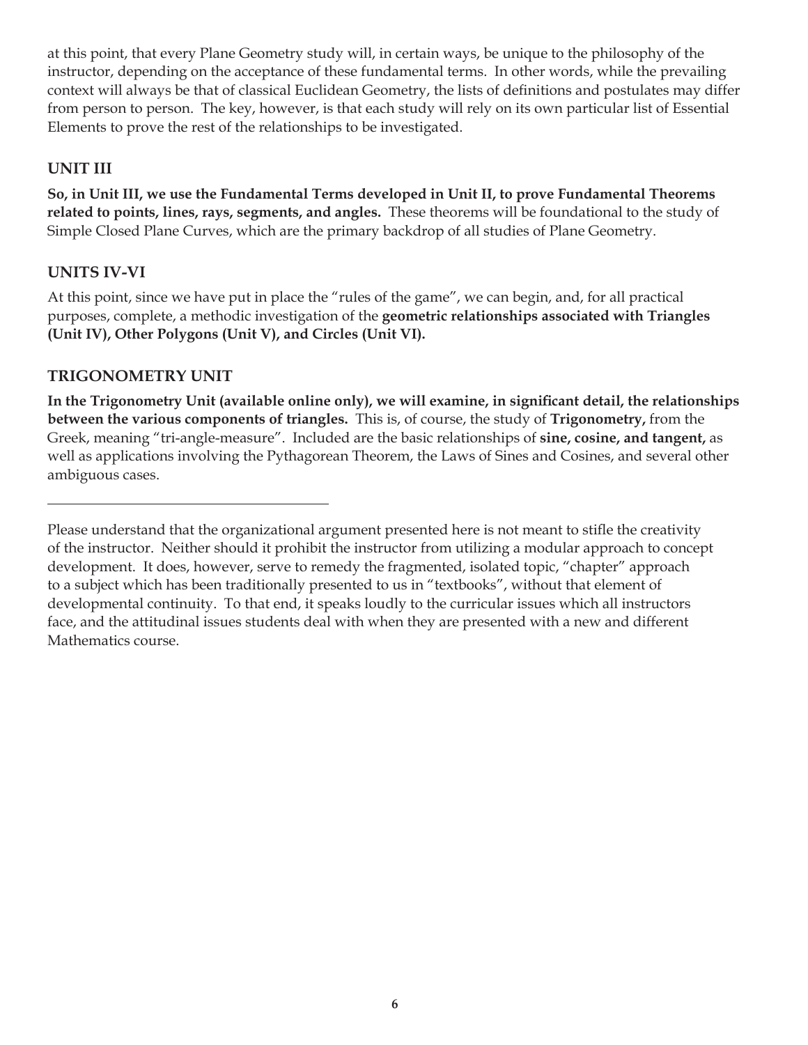at this point, that every Plane Geometry study will, in certain ways, be unique to the philosophy of the instructor, depending on the acceptance of these fundamental terms. In other words, while the prevailing context will always be that of classical Euclidean Geometry, the lists of definitions and postulates may differ from person to person. The key, however, is that each study will rely on its own particular list of Essential Elements to prove the rest of the relationships to be investigated.

## UNIT III

**So, in Unit III, we use the Fundamental Terms developed in Unit II, to prove Fundamental Theorems related to points, lines, rays, segments, and angles.** These theorems will be foundational to the study of Simple Closed Plane Curves, which are the primary backdrop of all studies of Plane Geometry.

## UNITS IV-VI

At this point, since we have put in place the "rules of the game", we can begin, and, for all practical purposes, complete, a methodic investigation of the **geometric relationships associated with Triangles (Unit IV), Other Polygons (Unit V), and Circles (Unit VI).**

## TRIGONOMETRY UNIT

**In the Trigonometry Unit (available online only), we will examine, in significant detail, the relationships between the various components of triangles.** This is, of course, the study of **Trigonometry,** from the Greek, meaning "tri-angle-measure". Included are the basic relationships of **sine, cosine, and tangent,** as well as applications involving the Pythagorean Theorem, the Laws of Sines and Cosines, and several other ambiguous cases.

---

Please understand that the organizational argument presented here is not meant to stifle the creativity of the instructor. Neither should it prohibit the instructor from utilizing a modular approach to concept development. It does, however, serve to remedy the fragmented, isolated topic, "chapter" approach to a subject which has been traditionally presented to us in "textbooks", without that element of developmental continuity. To that end, it speaks loudly to the curricular issues which all instructors face, and the attitudinal issues students deal with when they are presented with a new and different Mathematics course.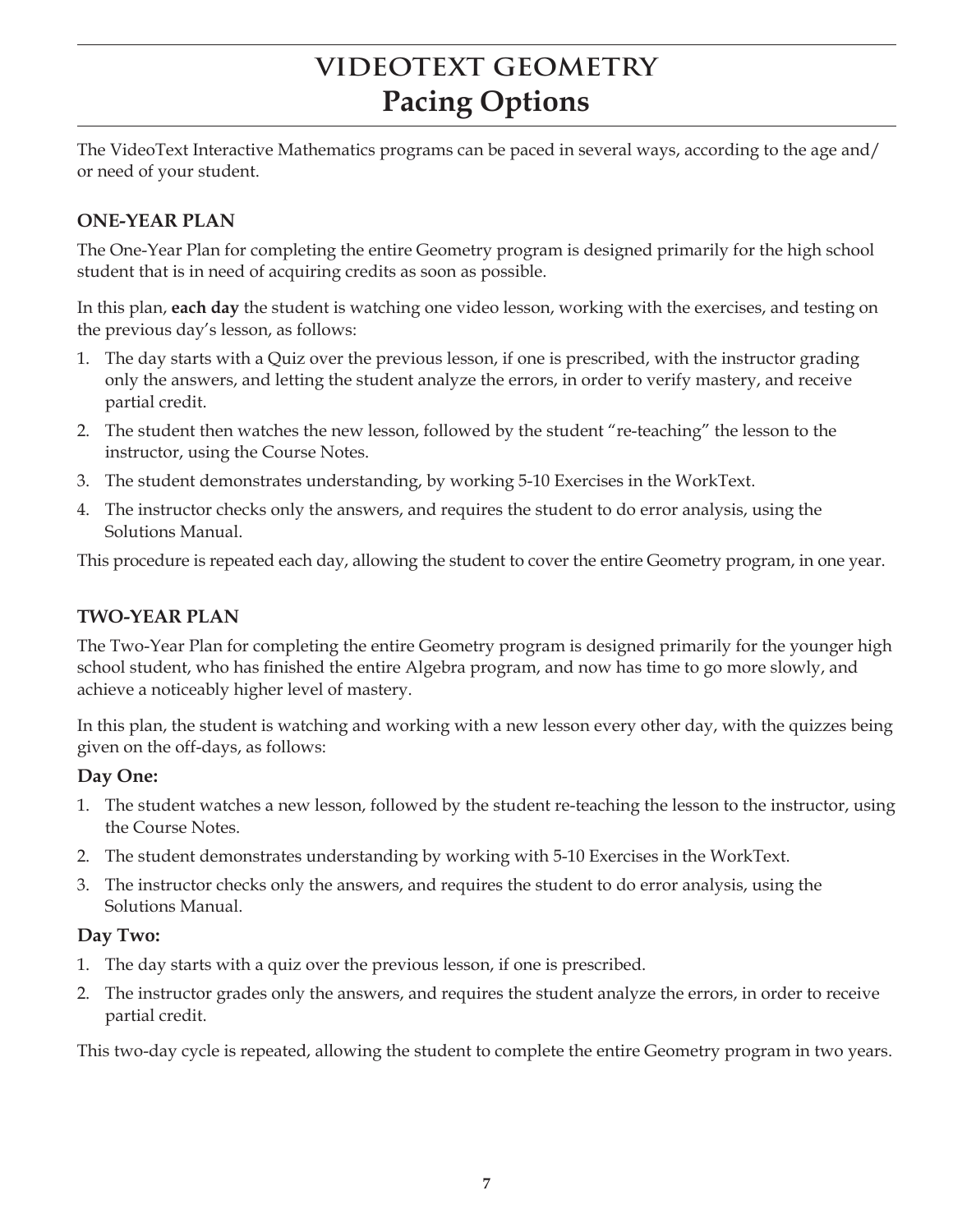# VIDEOTEXT GEOMETRY
# Pacing Options

The VideoText Interactive Mathematics programs can be paced in several ways, according to the age and/ or need of your student.

## ONE-YEAR PLAN

The One-Year Plan for completing the entire Geometry program is designed primarily for the high school student that is in need of acquiring credits as soon as possible.

In this plan, **each day** the student is watching one video lesson, working with the exercises, and testing on the previous day's lesson, as follows:

1. The day starts with a Quiz over the previous lesson, if one is prescribed, with the instructor grading only the answers, and letting the student analyze the errors, in order to verify mastery, and receive partial credit.
2. The student then watches the new lesson, followed by the student "re-teaching" the lesson to the instructor, using the Course Notes.
3. The student demonstrates understanding, by working 5-10 Exercises in the WorkText.
4. The instructor checks only the answers, and requires the student to do error analysis, using the Solutions Manual.

This procedure is repeated each day, allowing the student to cover the entire Geometry program, in one year.

## TWO-YEAR PLAN

The Two-Year Plan for completing the entire Geometry program is designed primarily for the younger high school student, who has finished the entire Algebra program, and now has time to go more slowly, and achieve a noticeably higher level of mastery.

In this plan, the student is watching and working with a new lesson every other day, with the quizzes being given on the off-days, as follows:

### Day One:

1. The student watches a new lesson, followed by the student re-teaching the lesson to the instructor, using the Course Notes.
2. The student demonstrates understanding by working with 5-10 Exercises in the WorkText.
3. The instructor checks only the answers, and requires the student to do error analysis, using the Solutions Manual.

### Day Two:

1. The day starts with a quiz over the previous lesson, if one is prescribed.
2. The instructor grades only the answers, and requires the student analyze the errors, in order to receive partial credit.

This two-day cycle is repeated, allowing the student to complete the entire Geometry program in two years.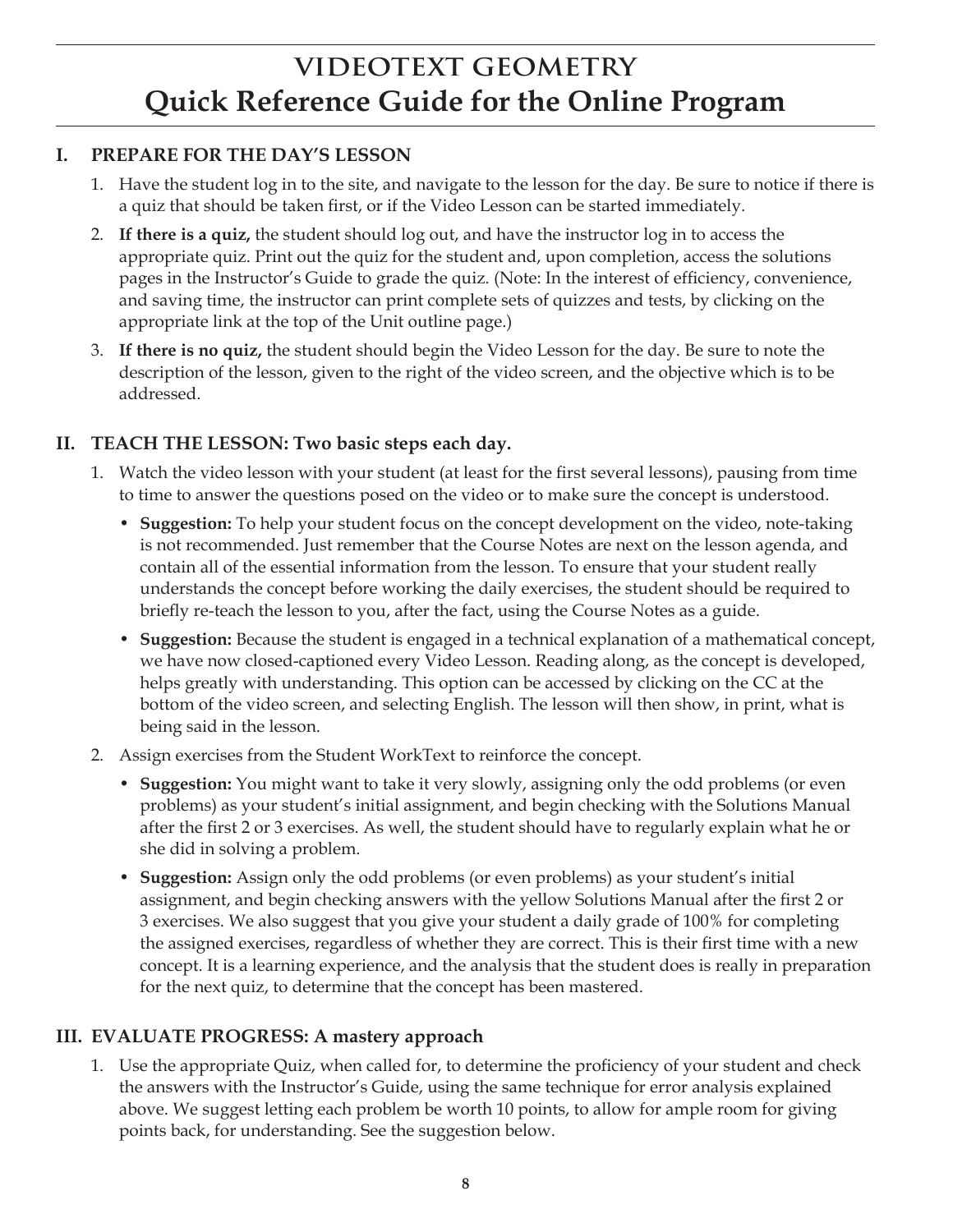# VIDEOTEXT GEOMETRY
# Quick Reference Guide for the Online Program

## I. PREPARE FOR THE DAY'S LESSON

1. Have the student log in to the site, and navigate to the lesson for the day. Be sure to notice if there is a quiz that should be taken first, or if the Video Lesson can be started immediately.
2. **If there is a quiz,** the student should log out, and have the instructor log in to access the appropriate quiz. Print out the quiz for the student and, upon completion, access the solutions pages in the Instructor's Guide to grade the quiz. (Note: In the interest of efficiency, convenience, and saving time, the instructor can print complete sets of quizzes and tests, by clicking on the appropriate link at the top of the Unit outline page.)
3. **If there is no quiz,** the student should begin the Video Lesson for the day. Be sure to note the description of the lesson, given to the right of the video screen, and the objective which is to be addressed.

## II. TEACH THE LESSON: Two basic steps each day.

1. Watch the video lesson with your student (at least for the first several lessons), pausing from time to time to answer the questions posed on the video or to make sure the concept is understood.
   - **Suggestion:** To help your student focus on the concept development on the video, note-taking is not recommended. Just remember that the Course Notes are next on the lesson agenda, and contain all of the essential information from the lesson. To ensure that your student really understands the concept before working the daily exercises, the student should be required to briefly re-teach the lesson to you, after the fact, using the Course Notes as a guide.
   - **Suggestion:** Because the student is engaged in a technical explanation of a mathematical concept, we have now closed-captioned every Video Lesson. Reading along, as the concept is developed, helps greatly with understanding. This option can be accessed by clicking on the CC at the bottom of the video screen, and selecting English. The lesson will then show, in print, what is being said in the lesson.
2. Assign exercises from the Student WorkText to reinforce the concept.
   - **Suggestion:** You might want to take it very slowly, assigning only the odd problems (or even problems) as your student's initial assignment, and begin checking with the Solutions Manual after the first 2 or 3 exercises. As well, the student should have to regularly explain what he or she did in solving a problem.
   - **Suggestion:** Assign only the odd problems (or even problems) as your student's initial assignment, and begin checking answers with the yellow Solutions Manual after the first 2 or 3 exercises. We also suggest that you give your student a daily grade of 100% for completing the assigned exercises, regardless of whether they are correct. This is their first time with a new concept. It is a learning experience, and the analysis that the student does is really in preparation for the next quiz, to determine that the concept has been mastered.

## III. EVALUATE PROGRESS: A mastery approach

1. Use the appropriate Quiz, when called for, to determine the proficiency of your student and check the answers with the Instructor's Guide, using the same technique for error analysis explained above. We suggest letting each problem be worth 10 points, to allow for ample room for giving points back, for understanding. See the suggestion below.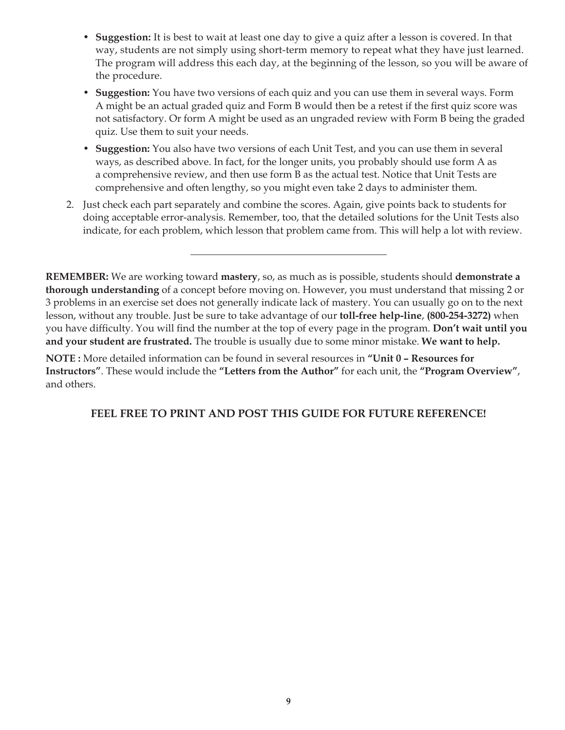- **Suggestion:** It is best to wait at least one day to give a quiz after a lesson is covered. In that way, students are not simply using short-term memory to repeat what they have just learned. The program will address this each day, at the beginning of the lesson, so you will be aware of the procedure.
- **Suggestion:** You have two versions of each quiz and you can use them in several ways. Form A might be an actual graded quiz and Form B would then be a retest if the first quiz score was not satisfactory. Or form A might be used as an ungraded review with Form B being the graded quiz. Use them to suit your needs.
- **Suggestion:** You also have two versions of each Unit Test, and you can use them in several ways, as described above. In fact, for the longer units, you probably should use form A as a comprehensive review, and then use form B as the actual test. Notice that Unit Tests are comprehensive and often lengthy, so you might even take 2 days to administer them.

2. Just check each part separately and combine the scores. Again, give points back to students for doing acceptable error-analysis. Remember, too, that the detailed solutions for the Unit Tests also indicate, for each problem, which lesson that problem came from. This will help a lot with review.

---

**REMEMBER:** We are working toward **mastery**, so, as much as is possible, students should **demonstrate a thorough understanding** of a concept before moving on. However, you must understand that missing 2 or 3 problems in an exercise set does not generally indicate lack of mastery. You can usually go on to the next lesson, without any trouble. Just be sure to take advantage of our **toll-free help-line**, **(800-254-3272)** when you have difficulty. You will find the number at the top of every page in the program. **Don't wait until you and your student are frustrated.** The trouble is usually due to some minor mistake. **We want to help.**

**NOTE :** More detailed information can be found in several resources in **"Unit 0 – Resources for Instructors"**. These would include the **"Letters from the Author"** for each unit, the **"Program Overview"**, and others.

**FEEL FREE TO PRINT AND POST THIS GUIDE FOR FUTURE REFERENCE!**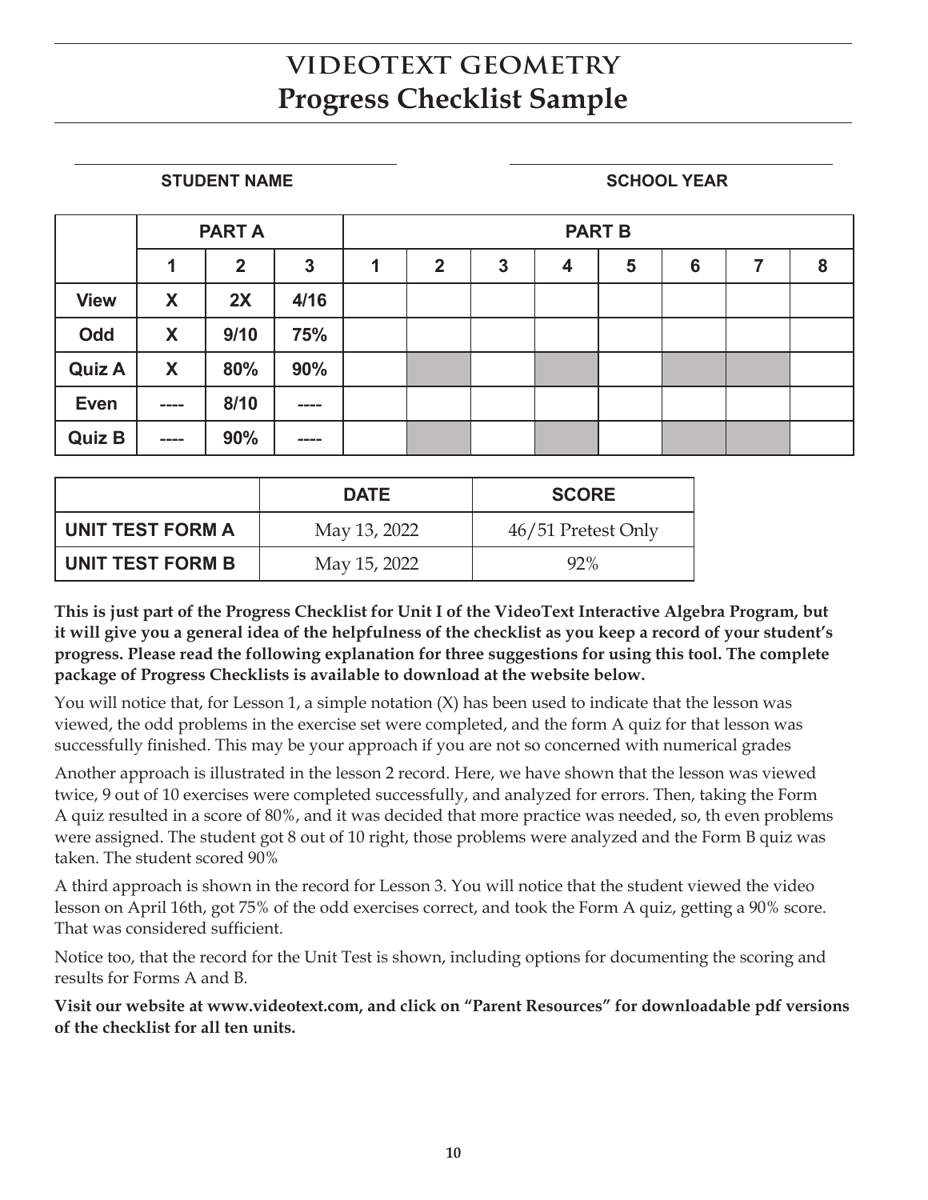# VIDEOTEXT GEOMETRY
## Progress Checklist Sample

STUDENT NAME

SCHOOL YEAR

| | PART A | | | PART B | | | | | | | |
|---|---|---|---|---|---|---|---|---|---|---|---|
| | 1 | 2 | 3 | 1 | 2 | 3 | 4 | 5 | 6 | 7 | 8 |
| **View** | X | 2X | 4/16 | | | | | | | | |
| **Odd** | X | 9/10 | 75% | | | | | | | | |
| **Quiz A** | X | 80% | 90% | | | | | | | | |
| **Even** | ---- | 8/10 | ---- | | | | | | | | |
| **Quiz B** | ---- | 90% | ---- | | | | | | | | |

| | DATE | SCORE |
|---|---|---|
| **UNIT TEST FORM A** | May 13, 2022 | 46/51 Pretest Only |
| **UNIT TEST FORM B** | May 15, 2022 | 92% |

**This is just part of the Progress Checklist for Unit I of the VideoText Interactive Algebra Program, but it will give you a general idea of the helpfulness of the checklist as you keep a record of your student's progress. Please read the following explanation for three suggestions for using this tool. The complete package of Progress Checklists is available to download at the website below.**

You will notice that, for Lesson 1, a simple notation (X) has been used to indicate that the lesson was viewed, the odd problems in the exercise set were completed, and the form A quiz for that lesson was successfully finished. This may be your approach if you are not so concerned with numerical grades

Another approach is illustrated in the lesson 2 record. Here, we have shown that the lesson was viewed twice, 9 out of 10 exercises were completed successfully, and analyzed for errors. Then, taking the Form A quiz resulted in a score of 80%, and it was decided that more practice was needed, so, th even problems were assigned. The student got 8 out of 10 right, those problems were analyzed and the Form B quiz was taken. The student scored 90%

A third approach is shown in the record for Lesson 3. You will notice that the student viewed the video lesson on April 16th, got 75% of the odd exercises correct, and took the Form A quiz, getting a 90% score. That was considered sufficient.

Notice too, that the record for the Unit Test is shown, including options for documenting the scoring and results for Forms A and B.

**Visit our website at www.videotext.com, and click on "Parent Resources" for downloadable pdf versions of the checklist for all ten units.**